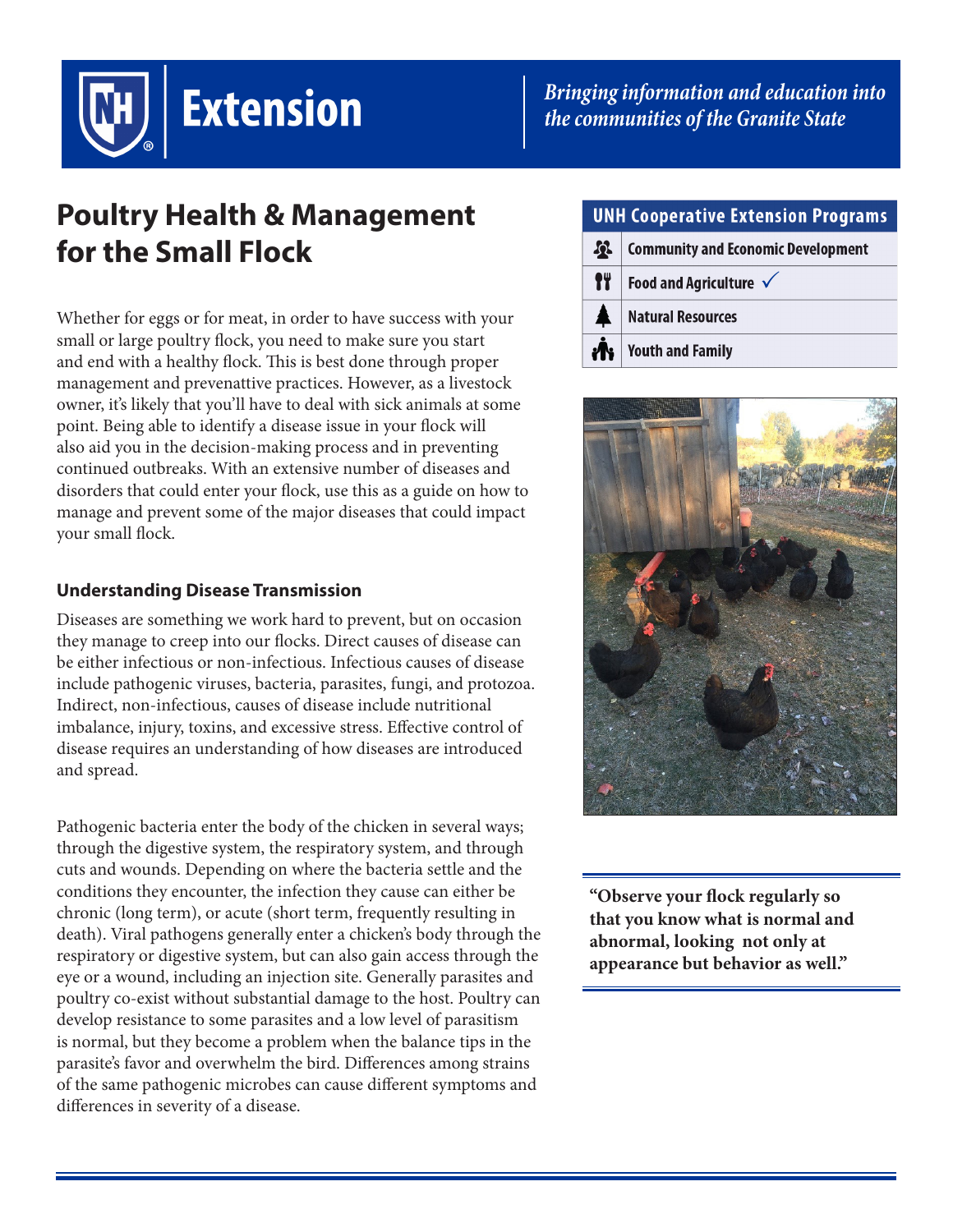**Extension**

*Bringing information and education into the communities of the Granite State*

# Poultry Health & Management for the Small Flock

| UNH Cooperative Extension Programs |
|---|
| Community and Economic Development |
| Food and Agriculture ✓ |
| Natural Resources |
| Youth and Family |

Whether for eggs or for meat, in order to have success with your small or large poultry flock, you need to make sure you start and end with a healthy flock. This is best done through proper management and prevenattive practices. However, as a livestock owner, it's likely that you'll have to deal with sick animals at some point. Being able to identify a disease issue in your flock will also aid you in the decision-making process and in preventing continued outbreaks. With an extensive number of diseases and disorders that could enter your flock, use this as a guide on how to manage and prevent some of the major diseases that could impact your small flock.

**"Observe your flock regularly so that you know what is normal and abnormal, looking not only at appearance but behavior as well."**

## Understanding Disease Transmission

Diseases are something we work hard to prevent, but on occasion they manage to creep into our flocks. Direct causes of disease can be either infectious or non-infectious. Infectious causes of disease include pathogenic viruses, bacteria, parasites, fungi, and protozoa. Indirect, non-infectious, causes of disease include nutritional imbalance, injury, toxins, and excessive stress. Effective control of disease requires an understanding of how diseases are introduced and spread.

Pathogenic bacteria enter the body of the chicken in several ways; through the digestive system, the respiratory system, and through cuts and wounds. Depending on where the bacteria settle and the conditions they encounter, the infection they cause can either be chronic (long term), or acute (short term, frequently resulting in death). Viral pathogens generally enter a chicken's body through the respiratory or digestive system, but can also gain access through the eye or a wound, including an injection site. Generally parasites and poultry co-exist without substantial damage to the host. Poultry can develop resistance to some parasites and a low level of parasitism is normal, but they become a problem when the balance tips in the parasite's favor and overwhelm the bird. Differences among strains of the same pathogenic microbes can cause different symptoms and differences in severity of a disease.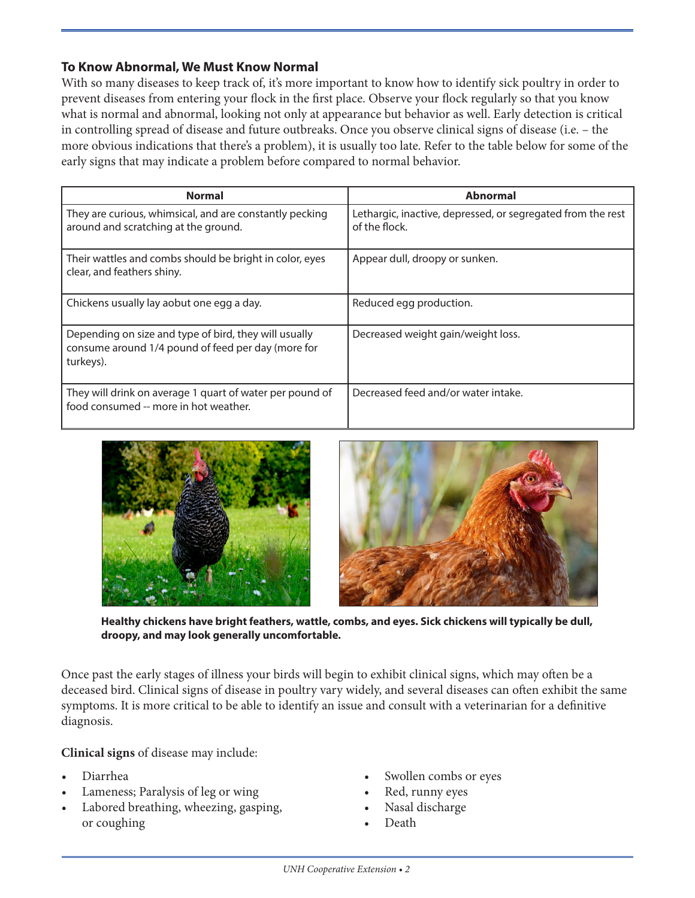**To Know Abnormal, We Must Know Normal**

With so many diseases to keep track of, it's more important to know how to identify sick poultry in order to prevent diseases from entering your flock in the first place. Observe your flock regularly so that you know what is normal and abnormal, looking not only at appearance but behavior as well. Early detection is critical in controlling spread of disease and future outbreaks. Once you observe clinical signs of disease (i.e. – the more obvious indications that there's a problem), it is usually too late. Refer to the table below for some of the early signs that may indicate a problem before compared to normal behavior.

| Normal | Abnormal |
|---|---|
| They are curious, whimsical, and are constantly pecking around and scratching at the ground. | Lethargic, inactive, depressed, or segregated from the rest of the flock. |
| Their wattles and combs should be bright in color, eyes clear, and feathers shiny. | Appear dull, droopy or sunken. |
| Chickens usually lay aobut one egg a day. | Reduced egg production. |
| Depending on size and type of bird, they will usually consume around 1/4 pound of feed per day (more for turkeys). | Decreased weight gain/weight loss. |
| They will drink on average 1 quart of water per pound of food consumed -- more in hot weather. | Decreased feed and/or water intake. |

**Healthy chickens have bright feathers, wattle, combs, and eyes. Sick chickens will typically be dull, droopy, and may look generally uncomfortable.**

Once past the early stages of illness your birds will begin to exhibit clinical signs, which may often be a deceased bird. Clinical signs of disease in poultry vary widely, and several diseases can often exhibit the same symptoms. It is more critical to be able to identify an issue and consult with a veterinarian for a definitive diagnosis.

**Clinical signs** of disease may include:

- Diarrhea
- Lameness; Paralysis of leg or wing
- Labored breathing, wheezing, gasping, or coughing
- Swollen combs or eyes
- Red, runny eyes
- Nasal discharge
- Death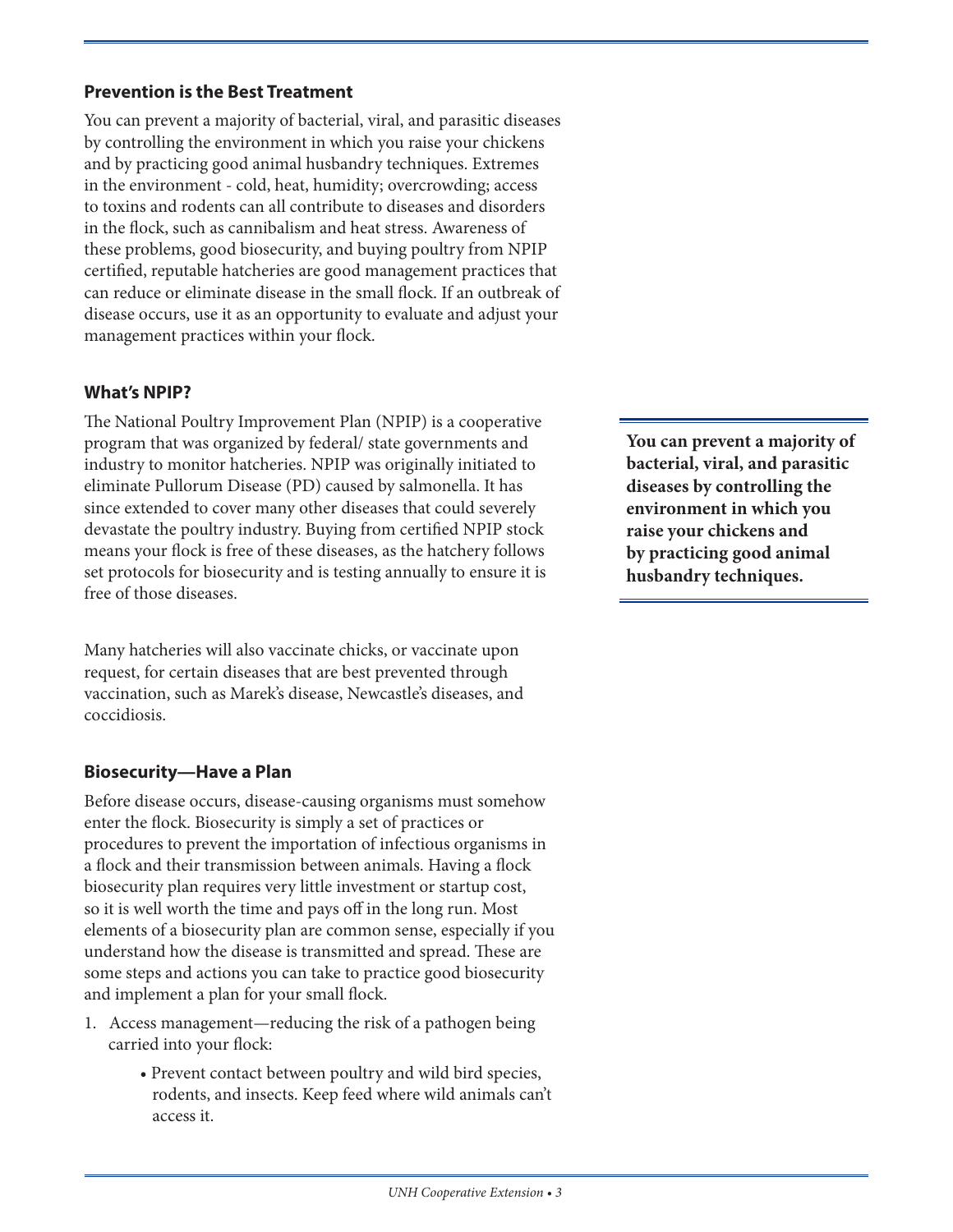## Prevention is the Best Treatment

You can prevent a majority of bacterial, viral, and parasitic diseases by controlling the environment in which you raise your chickens and by practicing good animal husbandry techniques. Extremes in the environment - cold, heat, humidity; overcrowding; access to toxins and rodents can all contribute to diseases and disorders in the flock, such as cannibalism and heat stress. Awareness of these problems, good biosecurity, and buying poultry from NPIP certified, reputable hatcheries are good management practices that can reduce or eliminate disease in the small flock. If an outbreak of disease occurs, use it as an opportunity to evaluate and adjust your management practices within your flock.

## What's NPIP?

The National Poultry Improvement Plan (NPIP) is a cooperative program that was organized by federal/ state governments and industry to monitor hatcheries. NPIP was originally initiated to eliminate Pullorum Disease (PD) caused by salmonella. It has since extended to cover many other diseases that could severely devastate the poultry industry. Buying from certified NPIP stock means your flock is free of these diseases, as the hatchery follows set protocols for biosecurity and is testing annually to ensure it is free of those diseases.

Many hatcheries will also vaccinate chicks, or vaccinate upon request, for certain diseases that are best prevented through vaccination, such as Marek's disease, Newcastle's diseases, and coccidiosis.

**You can prevent a majority of bacterial, viral, and parasitic diseases by controlling the environment in which you raise your chickens and by practicing good animal husbandry techniques.**

## Biosecurity—Have a Plan

Before disease occurs, disease-causing organisms must somehow enter the flock. Biosecurity is simply a set of practices or procedures to prevent the importation of infectious organisms in a flock and their transmission between animals. Having a flock biosecurity plan requires very little investment or startup cost, so it is well worth the time and pays off in the long run. Most elements of a biosecurity plan are common sense, especially if you understand how the disease is transmitted and spread. These are some steps and actions you can take to practice good biosecurity and implement a plan for your small flock.

1. Access management—reducing the risk of a pathogen being carried into your flock:
    - Prevent contact between poultry and wild bird species, rodents, and insects. Keep feed where wild animals can't access it.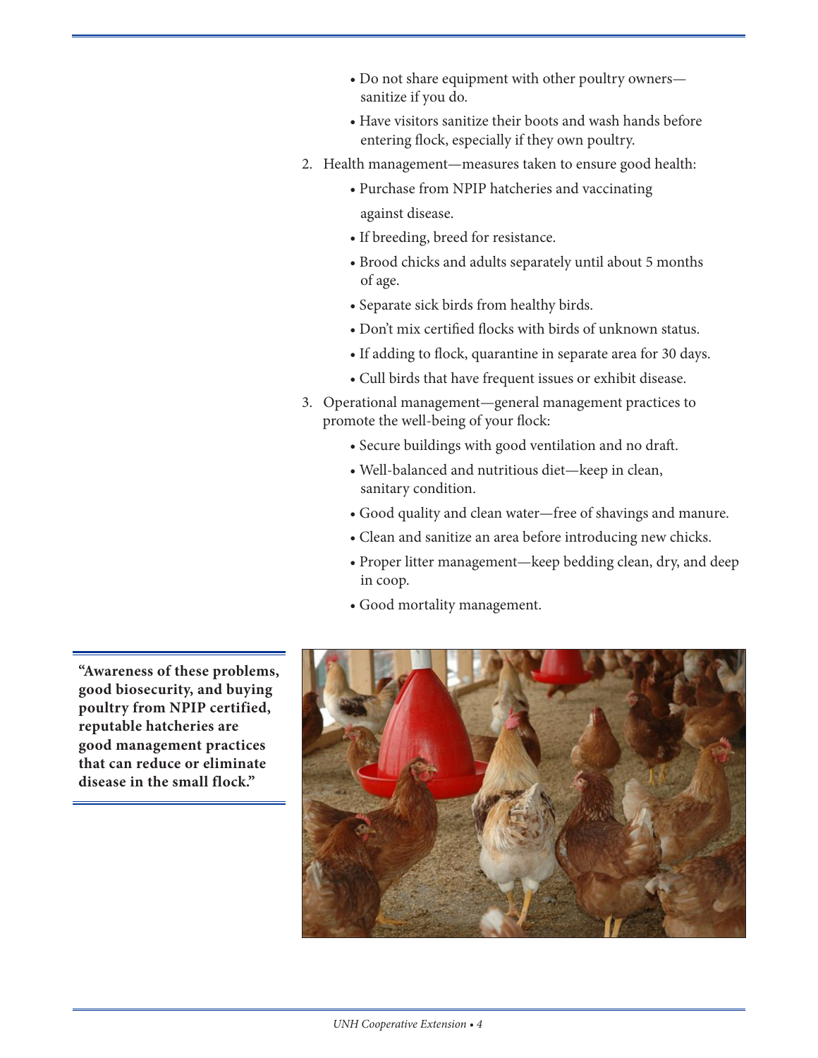- Do not share equipment with other poultry owners—sanitize if you do.
- Have visitors sanitize their boots and wash hands before entering flock, especially if they own poultry.

2. Health management—measures taken to ensure good health:
   - Purchase from NPIP hatcheries and vaccinating against disease.
   - If breeding, breed for resistance.
   - Brood chicks and adults separately until about 5 months of age.
   - Separate sick birds from healthy birds.
   - Don't mix certified flocks with birds of unknown status.
   - If adding to flock, quarantine in separate area for 30 days.
   - Cull birds that have frequent issues or exhibit disease.

3. Operational management—general management practices to promote the well-being of your flock:
   - Secure buildings with good ventilation and no draft.
   - Well-balanced and nutritious diet—keep in clean, sanitary condition.
   - Good quality and clean water—free of shavings and manure.
   - Clean and sanitize an area before introducing new chicks.
   - Proper litter management—keep bedding clean, dry, and deep in coop.
   - Good mortality management.

**"Awareness of these problems, good biosecurity, and buying poultry from NPIP certified, reputable hatcheries are good management practices that can reduce or eliminate disease in the small flock."**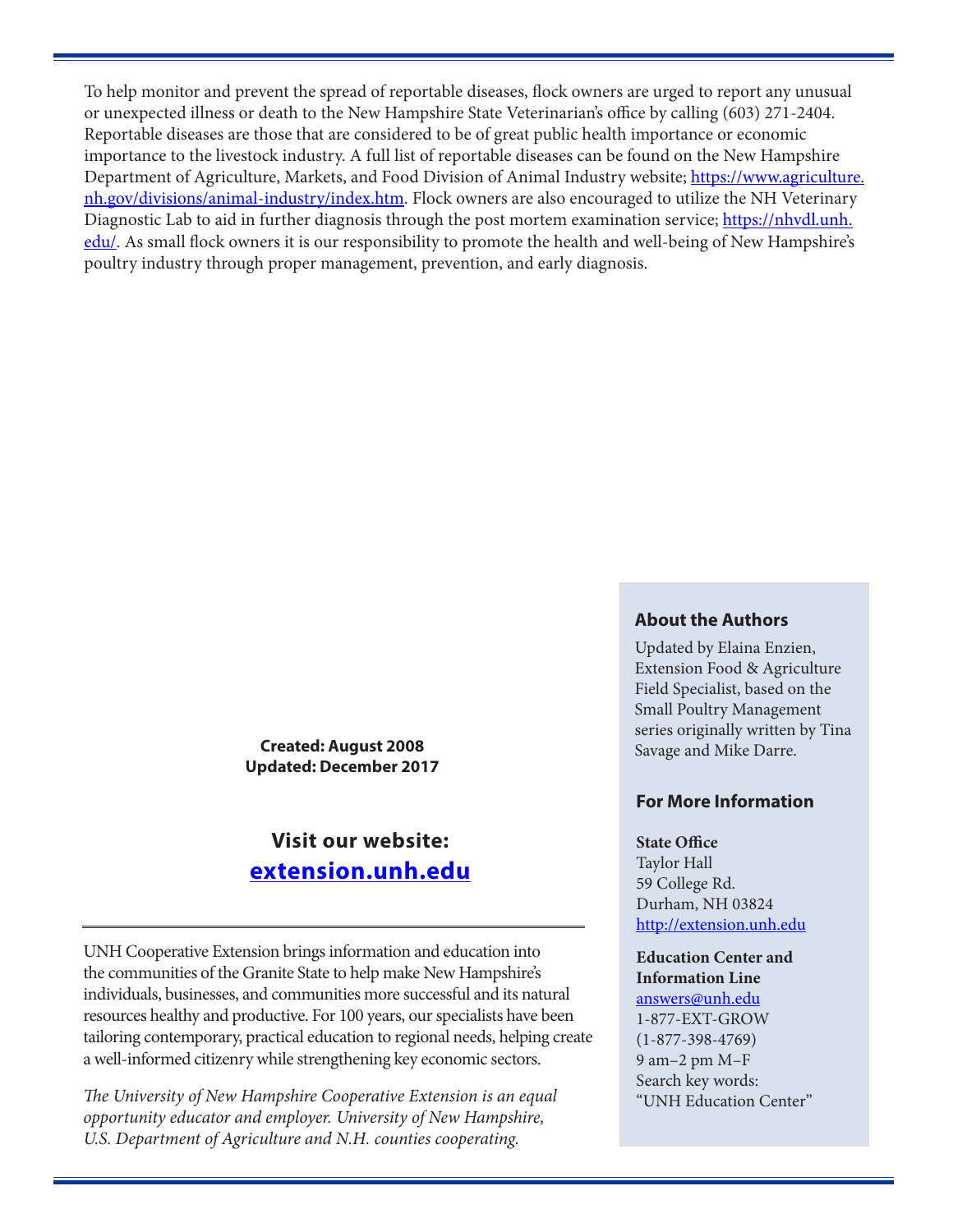To help monitor and prevent the spread of reportable diseases, flock owners are urged to report any unusual or unexpected illness or death to the New Hampshire State Veterinarian's office by calling (603) 271-2404. Reportable diseases are those that are considered to be of great public health importance or economic importance to the livestock industry. A full list of reportable diseases can be found on the New Hampshire Department of Agriculture, Markets, and Food Division of Animal Industry website; https://www.agriculture.nh.gov/divisions/animal-industry/index.htm. Flock owners are also encouraged to utilize the NH Veterinary Diagnostic Lab to aid in further diagnosis through the post mortem examination service; https://nhvdl.unh.edu/. As small flock owners it is our responsibility to promote the health and well-being of New Hampshire's poultry industry through proper management, prevention, and early diagnosis.

**Created: August 2008**
**Updated: December 2017**

**Visit our website:**
**extension.unh.edu**

UNH Cooperative Extension brings information and education into the communities of the Granite State to help make New Hampshire's individuals, businesses, and communities more successful and its natural resources healthy and productive. For 100 years, our specialists have been tailoring contemporary, practical education to regional needs, helping create a well-informed citizenry while strengthening key economic sectors.

*The University of New Hampshire Cooperative Extension is an equal opportunity educator and employer. University of New Hampshire, U.S. Department of Agriculture and N.H. counties cooperating.*

### About the Authors

Updated by Elaina Enzien, Extension Food & Agriculture Field Specialist, based on the Small Poultry Management series originally written by Tina Savage and Mike Darre.

### For More Information

**State Office**
Taylor Hall
59 College Rd.
Durham, NH 03824
http://extension.unh.edu

**Education Center and Information Line**
answers@unh.edu
1-877-EXT-GROW
(1-877-398-4769)
9 am–2 pm M–F
Search key words:
"UNH Education Center"